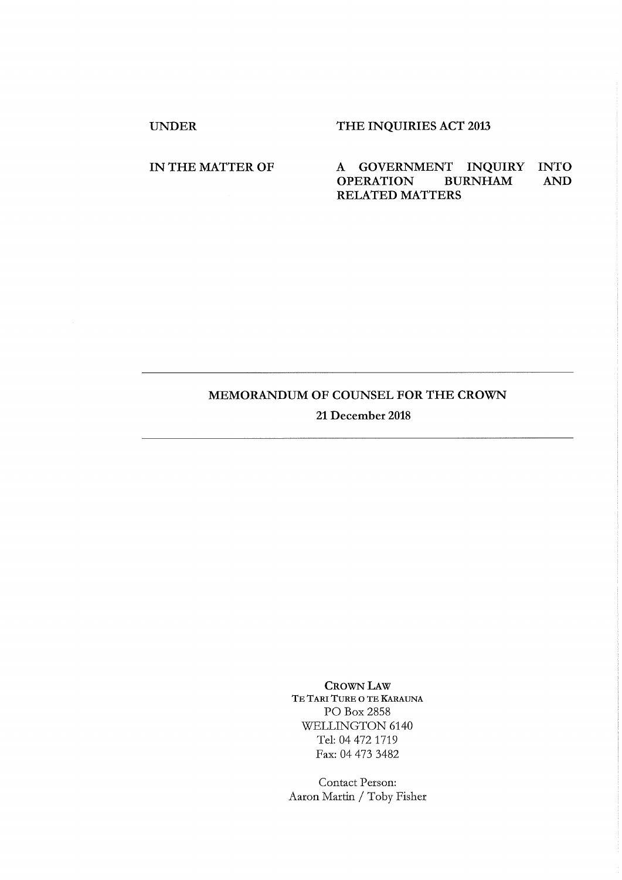UNDER THE INQUIRIES ACT 2013

IN THE MATTER OF A GOVERNMENT INQUIRY INTO OPERATION BURNHAM AND RELATED MATTERS

---

## MEMORANDUM OF COUNSEL FOR THE CROWN

**21 December 2018**

---

CROWN LAW
TE TARI TURE O TE KARAUNA
PO Box 2858
WELLINGTON 6140
Tel: 04 472 1719
Fax: 04 473 3482

Contact Person:
Aaron Martin / Toby Fisher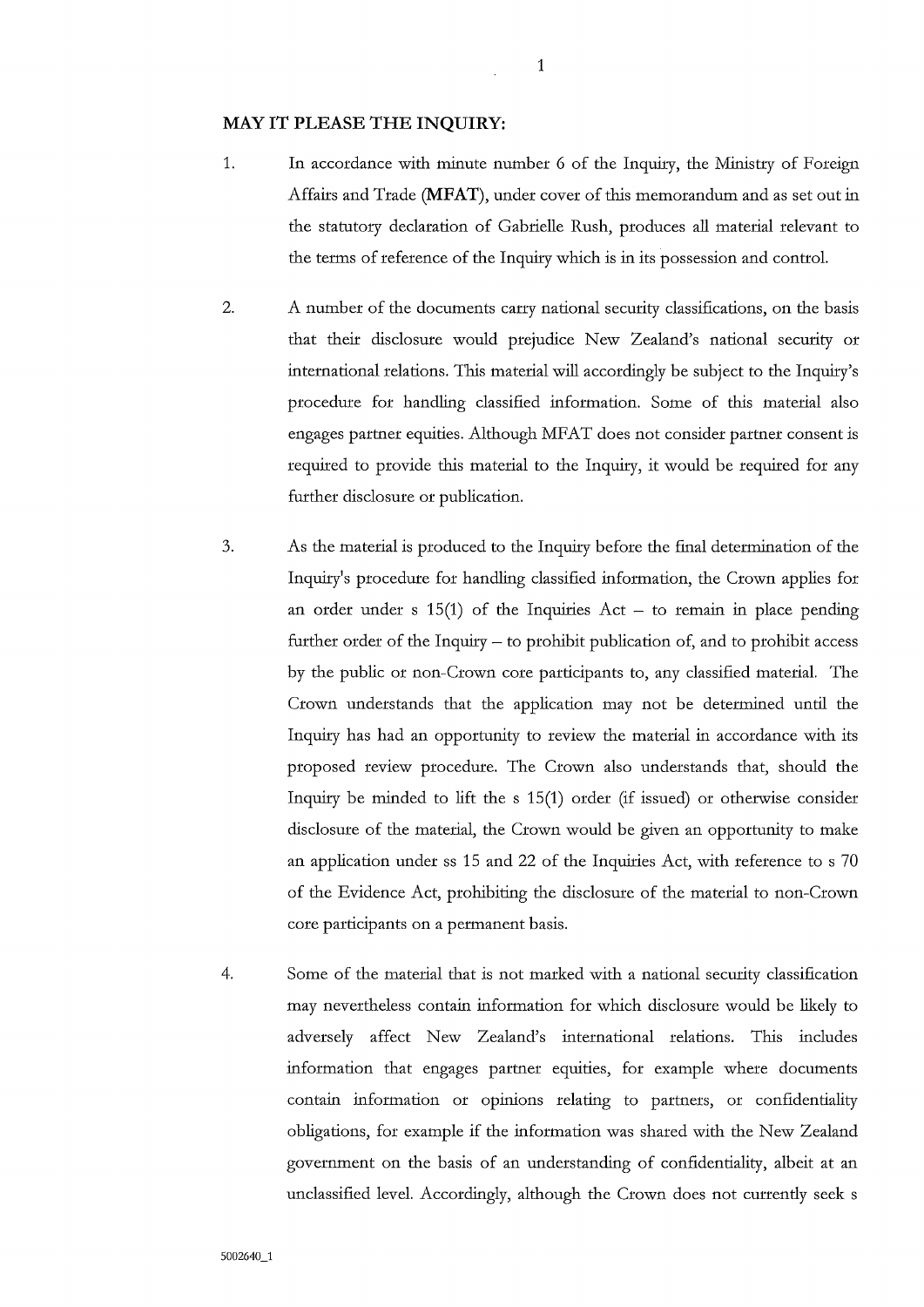**MAY IT PLEASE THE INQUIRY:**

1. In accordance with minute number 6 of the Inquiry, the Ministry of Foreign Affairs and Trade (**MFAT**), under cover of this memorandum and as set out in the statutory declaration of Gabrielle Rush, produces all material relevant to the terms of reference of the Inquiry which is in its possession and control.

2. A number of the documents carry national security classifications, on the basis that their disclosure would prejudice New Zealand's national security or international relations. This material will accordingly be subject to the Inquiry's procedure for handling classified information. Some of this material also engages partner equities. Although MFAT does not consider partner consent is required to provide this material to the Inquiry, it would be required for any further disclosure or publication.

3. As the material is produced to the Inquiry before the final determination of the Inquiry's procedure for handling classified information, the Crown applies for an order under s 15(1) of the Inquiries Act – to remain in place pending further order of the Inquiry – to prohibit publication of, and to prohibit access by the public or non-Crown core participants to, any classified material. The Crown understands that the application may not be determined until the Inquiry has had an opportunity to review the material in accordance with its proposed review procedure. The Crown also understands that, should the Inquiry be minded to lift the s 15(1) order (if issued) or otherwise consider disclosure of the material, the Crown would be given an opportunity to make an application under ss 15 and 22 of the Inquiries Act, with reference to s 70 of the Evidence Act, prohibiting the disclosure of the material to non-Crown core participants on a permanent basis.

4. Some of the material that is not marked with a national security classification may nevertheless contain information for which disclosure would be likely to adversely affect New Zealand's international relations. This includes information that engages partner equities, for example where documents contain information or opinions relating to partners, or confidentiality obligations, for example if the information was shared with the New Zealand government on the basis of an understanding of confidentiality, albeit at an unclassified level. Accordingly, although the Crown does not currently seek s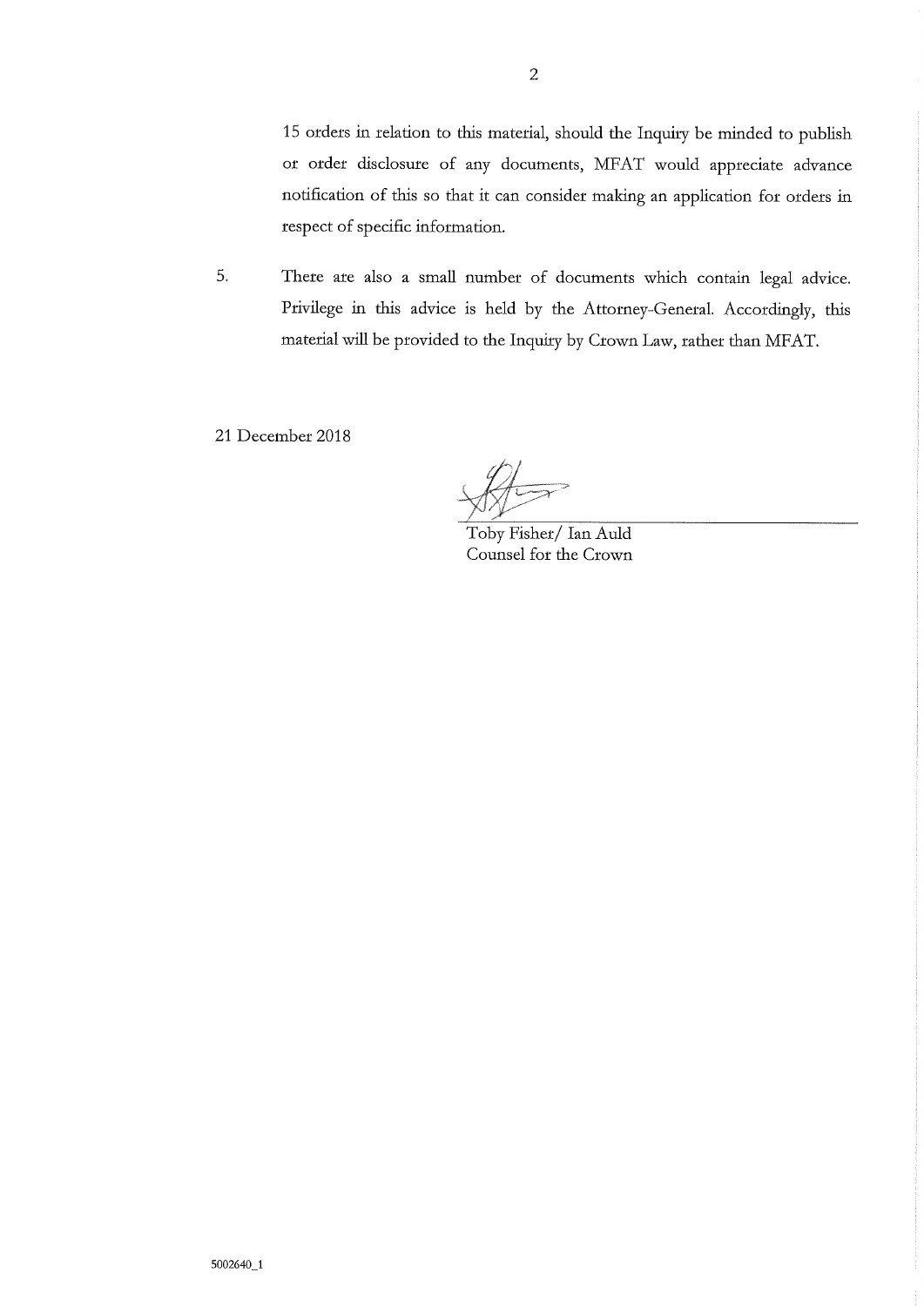15 orders in relation to this material, should the Inquiry be minded to publish or order disclosure of any documents, MFAT would appreciate advance notification of this so that it can consider making an application for orders in respect of specific information.

5. There are also a small number of documents which contain legal advice. Privilege in this advice is held by the Attorney-General. Accordingly, this material will be provided to the Inquiry by Crown Law, rather than MFAT.

21 December 2018

Toby Fisher/ Ian Auld
Counsel for the Crown

5002640_1